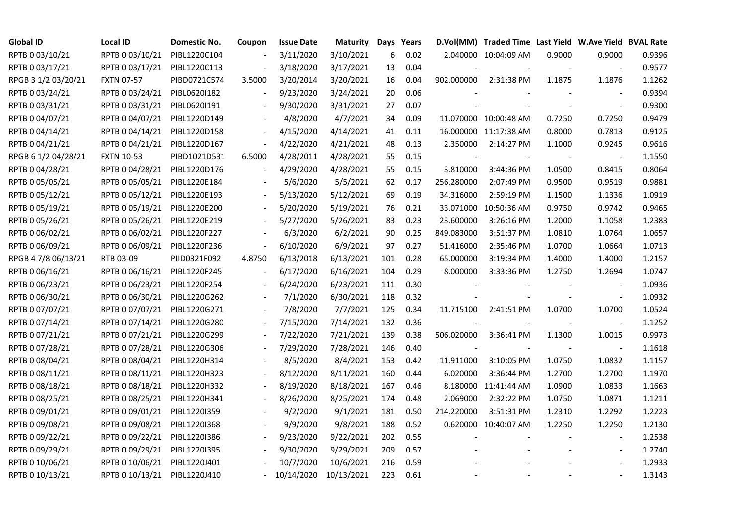| Global ID | Local ID | Domestic No. | Coupon | Issue Date | Maturity | Days | Years | D.Vol(MM) | Traded Time | Last Yield | W.Ave Yield | BVAL Rate |
|---|---|---|---|---|---|---|---|---|---|---|---|---|
| RPTB 0 03/10/21 | RPTB 0 03/10/21 | PIBL1220C104 | - | 3/11/2020 | 3/10/2021 | 6 | 0.02 | 2.040000 | 10:04:09 AM | 0.9000 | 0.9000 | 0.9396 |
| RPTB 0 03/17/21 | RPTB 0 03/17/21 | PIBL1220C113 | - | 3/18/2020 | 3/17/2021 | 13 | 0.04 | - | - | - | - | 0.9577 |
| RPGB 3 1/2 03/20/21 | FXTN 07-57 | PIBD0721C574 | 3.5000 | 3/20/2014 | 3/20/2021 | 16 | 0.04 | 902.000000 | 2:31:38 PM | 1.1875 | 1.1876 | 1.1262 |
| RPTB 0 03/24/21 | RPTB 0 03/24/21 | PIBL0620I182 | - | 9/23/2020 | 3/24/2021 | 20 | 0.06 | - | - | - | - | 0.9394 |
| RPTB 0 03/31/21 | RPTB 0 03/31/21 | PIBL0620I191 | - | 9/30/2020 | 3/31/2021 | 27 | 0.07 | - | - | - | - | 0.9300 |
| RPTB 0 04/07/21 | RPTB 0 04/07/21 | PIBL1220D149 | - | 4/8/2020 | 4/7/2021 | 34 | 0.09 | 11.070000 | 10:00:48 AM | 0.7250 | 0.7250 | 0.9479 |
| RPTB 0 04/14/21 | RPTB 0 04/14/21 | PIBL1220D158 | - | 4/15/2020 | 4/14/2021 | 41 | 0.11 | 16.000000 | 11:17:38 AM | 0.8000 | 0.7813 | 0.9125 |
| RPTB 0 04/21/21 | RPTB 0 04/21/21 | PIBL1220D167 | - | 4/22/2020 | 4/21/2021 | 48 | 0.13 | 2.350000 | 2:14:27 PM | 1.1000 | 0.9245 | 0.9616 |
| RPGB 6 1/2 04/28/21 | FXTN 10-53 | PIBD1021D531 | 6.5000 | 4/28/2011 | 4/28/2021 | 55 | 0.15 | - | - | - | - | 1.1550 |
| RPTB 0 04/28/21 | RPTB 0 04/28/21 | PIBL1220D176 | - | 4/29/2020 | 4/28/2021 | 55 | 0.15 | 3.810000 | 3:44:36 PM | 1.0500 | 0.8415 | 0.8064 |
| RPTB 0 05/05/21 | RPTB 0 05/05/21 | PIBL1220E184 | - | 5/6/2020 | 5/5/2021 | 62 | 0.17 | 256.280000 | 2:07:49 PM | 0.9500 | 0.9519 | 0.9881 |
| RPTB 0 05/12/21 | RPTB 0 05/12/21 | PIBL1220E193 | - | 5/13/2020 | 5/12/2021 | 69 | 0.19 | 34.316000 | 2:59:19 PM | 1.1500 | 1.1336 | 1.0919 |
| RPTB 0 05/19/21 | RPTB 0 05/19/21 | PIBL1220E200 | - | 5/20/2020 | 5/19/2021 | 76 | 0.21 | 33.071000 | 10:50:36 AM | 0.9750 | 0.9742 | 0.9465 |
| RPTB 0 05/26/21 | RPTB 0 05/26/21 | PIBL1220E219 | - | 5/27/2020 | 5/26/2021 | 83 | 0.23 | 23.600000 | 3:26:16 PM | 1.2000 | 1.1058 | 1.2383 |
| RPTB 0 06/02/21 | RPTB 0 06/02/21 | PIBL1220F227 | - | 6/3/2020 | 6/2/2021 | 90 | 0.25 | 849.083000 | 3:51:37 PM | 1.0810 | 1.0764 | 1.0657 |
| RPTB 0 06/09/21 | RPTB 0 06/09/21 | PIBL1220F236 | - | 6/10/2020 | 6/9/2021 | 97 | 0.27 | 51.416000 | 2:35:46 PM | 1.0700 | 1.0664 | 1.0713 |
| RPGB 4 7/8 06/13/21 | RTB 03-09 | PIID0321F092 | 4.8750 | 6/13/2018 | 6/13/2021 | 101 | 0.28 | 65.000000 | 3:19:34 PM | 1.4000 | 1.4000 | 1.2157 |
| RPTB 0 06/16/21 | RPTB 0 06/16/21 | PIBL1220F245 | - | 6/17/2020 | 6/16/2021 | 104 | 0.29 | 8.000000 | 3:33:36 PM | 1.2750 | 1.2694 | 1.0747 |
| RPTB 0 06/23/21 | RPTB 0 06/23/21 | PIBL1220F254 | - | 6/24/2020 | 6/23/2021 | 111 | 0.30 | - | - | - | - | 1.0936 |
| RPTB 0 06/30/21 | RPTB 0 06/30/21 | PIBL1220G262 | - | 7/1/2020 | 6/30/2021 | 118 | 0.32 | - | - | - | - | 1.0932 |
| RPTB 0 07/07/21 | RPTB 0 07/07/21 | PIBL1220G271 | - | 7/8/2020 | 7/7/2021 | 125 | 0.34 | 11.715100 | 2:41:51 PM | 1.0700 | 1.0700 | 1.0524 |
| RPTB 0 07/14/21 | RPTB 0 07/14/21 | PIBL1220G280 | - | 7/15/2020 | 7/14/2021 | 132 | 0.36 | - | - | - | - | 1.1252 |
| RPTB 0 07/21/21 | RPTB 0 07/21/21 | PIBL1220G299 | - | 7/22/2020 | 7/21/2021 | 139 | 0.38 | 506.020000 | 3:36:41 PM | 1.1300 | 1.0015 | 0.9973 |
| RPTB 0 07/28/21 | RPTB 0 07/28/21 | PIBL1220G306 | - | 7/29/2020 | 7/28/2021 | 146 | 0.40 | - | - | - | - | 1.1618 |
| RPTB 0 08/04/21 | RPTB 0 08/04/21 | PIBL1220H314 | - | 8/5/2020 | 8/4/2021 | 153 | 0.42 | 11.911000 | 3:10:05 PM | 1.0750 | 1.0832 | 1.1157 |
| RPTB 0 08/11/21 | RPTB 0 08/11/21 | PIBL1220H323 | - | 8/12/2020 | 8/11/2021 | 160 | 0.44 | 6.020000 | 3:36:44 PM | 1.2700 | 1.2700 | 1.1970 |
| RPTB 0 08/18/21 | RPTB 0 08/18/21 | PIBL1220H332 | - | 8/19/2020 | 8/18/2021 | 167 | 0.46 | 8.180000 | 11:41:44 AM | 1.0900 | 1.0833 | 1.1663 |
| RPTB 0 08/25/21 | RPTB 0 08/25/21 | PIBL1220H341 | - | 8/26/2020 | 8/25/2021 | 174 | 0.48 | 2.069000 | 2:32:22 PM | 1.0750 | 1.0871 | 1.1211 |
| RPTB 0 09/01/21 | RPTB 0 09/01/21 | PIBL1220I359 | - | 9/2/2020 | 9/1/2021 | 181 | 0.50 | 214.220000 | 3:51:31 PM | 1.2310 | 1.2292 | 1.2223 |
| RPTB 0 09/08/21 | RPTB 0 09/08/21 | PIBL1220I368 | - | 9/9/2020 | 9/8/2021 | 188 | 0.52 | 0.620000 | 10:40:07 AM | 1.2250 | 1.2250 | 1.2130 |
| RPTB 0 09/22/21 | RPTB 0 09/22/21 | PIBL1220I386 | - | 9/23/2020 | 9/22/2021 | 202 | 0.55 | - | - | - | - | 1.2538 |
| RPTB 0 09/29/21 | RPTB 0 09/29/21 | PIBL1220I395 | - | 9/30/2020 | 9/29/2021 | 209 | 0.57 | - | - | - | - | 1.2740 |
| RPTB 0 10/06/21 | RPTB 0 10/06/21 | PIBL1220J401 | - | 10/7/2020 | 10/6/2021 | 216 | 0.59 | - | - | - | - | 1.2933 |
| RPTB 0 10/13/21 | RPTB 0 10/13/21 | PIBL1220J410 | - | 10/14/2020 | 10/13/2021 | 223 | 0.61 | - | - | - | - | 1.3143 |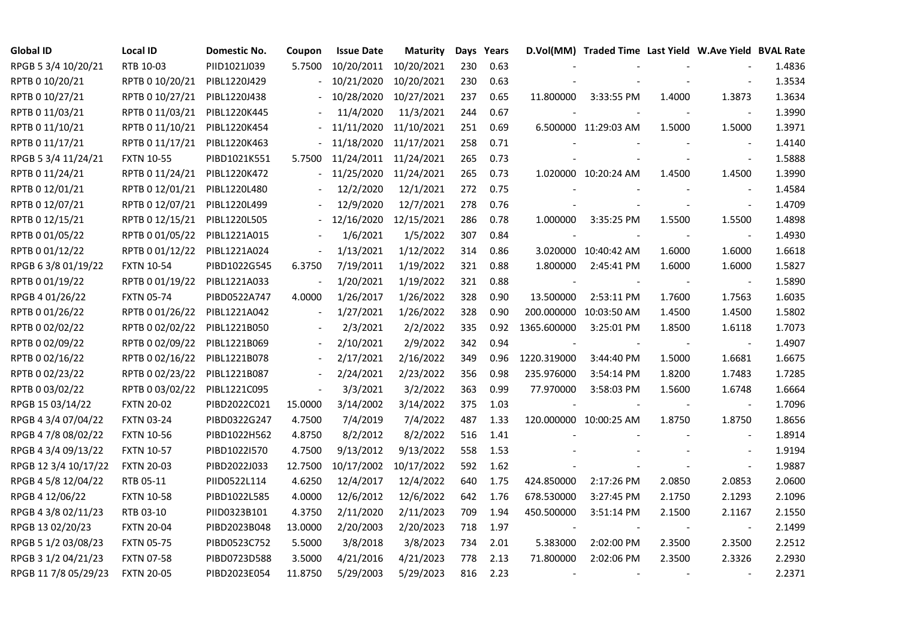| Global ID | Local ID | Domestic No. | Coupon | Issue Date | Maturity | Days | Years | D.Vol(MM) | Traded Time | Last Yield | W.Ave Yield | BVAL Rate |
|---|---|---|---|---|---|---|---|---|---|---|---|---|
| RPGB 5 3/4 10/20/21 | RTB 10-03 | PIID1021J039 | 5.7500 | 10/20/2011 | 10/20/2021 | 230 | 0.63 | - | - | - | - | 1.4836 |
| RPTB 0 10/20/21 | RPTB 0 10/20/21 | PIBL1220J429 | - | 10/21/2020 | 10/20/2021 | 230 | 0.63 | - | - | - | - | 1.3534 |
| RPTB 0 10/27/21 | RPTB 0 10/27/21 | PIBL1220J438 | - | 10/28/2020 | 10/27/2021 | 237 | 0.65 | 11.800000 | 3:33:55 PM | 1.4000 | 1.3873 | 1.3634 |
| RPTB 0 11/03/21 | RPTB 0 11/03/21 | PIBL1220K445 | - | 11/4/2020 | 11/3/2021 | 244 | 0.67 | - | - | - | - | 1.3990 |
| RPTB 0 11/10/21 | RPTB 0 11/10/21 | PIBL1220K454 | - | 11/11/2020 | 11/10/2021 | 251 | 0.69 | 6.500000 | 11:29:03 AM | 1.5000 | 1.5000 | 1.3971 |
| RPTB 0 11/17/21 | RPTB 0 11/17/21 | PIBL1220K463 | - | 11/18/2020 | 11/17/2021 | 258 | 0.71 | - | - | - | - | 1.4140 |
| RPGB 5 3/4 11/24/21 | FXTN 10-55 | PIBD1021K551 | 5.7500 | 11/24/2011 | 11/24/2021 | 265 | 0.73 | - | - | - | - | 1.5888 |
| RPTB 0 11/24/21 | RPTB 0 11/24/21 | PIBL1220K472 | - | 11/25/2020 | 11/24/2021 | 265 | 0.73 | 1.020000 | 10:20:24 AM | 1.4500 | 1.4500 | 1.3990 |
| RPTB 0 12/01/21 | RPTB 0 12/01/21 | PIBL1220L480 | - | 12/2/2020 | 12/1/2021 | 272 | 0.75 | - | - | - | - | 1.4584 |
| RPTB 0 12/07/21 | RPTB 0 12/07/21 | PIBL1220L499 | - | 12/9/2020 | 12/7/2021 | 278 | 0.76 | - | - | - | - | 1.4709 |
| RPTB 0 12/15/21 | RPTB 0 12/15/21 | PIBL1220L505 | - | 12/16/2020 | 12/15/2021 | 286 | 0.78 | 1.000000 | 3:35:25 PM | 1.5500 | 1.5500 | 1.4898 |
| RPTB 0 01/05/22 | RPTB 0 01/05/22 | PIBL1221A015 | - | 1/6/2021 | 1/5/2022 | 307 | 0.84 | - | - | - | - | 1.4930 |
| RPTB 0 01/12/22 | RPTB 0 01/12/22 | PIBL1221A024 | - | 1/13/2021 | 1/12/2022 | 314 | 0.86 | 3.020000 | 10:40:42 AM | 1.6000 | 1.6000 | 1.6618 |
| RPGB 6 3/8 01/19/22 | FXTN 10-54 | PIBD1022G545 | 6.3750 | 7/19/2011 | 1/19/2022 | 321 | 0.88 | 1.800000 | 2:45:41 PM | 1.6000 | 1.6000 | 1.5827 |
| RPTB 0 01/19/22 | RPTB 0 01/19/22 | PIBL1221A033 | - | 1/20/2021 | 1/19/2022 | 321 | 0.88 | - | - | - | - | 1.5890 |
| RPGB 4 01/26/22 | FXTN 05-74 | PIBD0522A747 | 4.0000 | 1/26/2017 | 1/26/2022 | 328 | 0.90 | 13.500000 | 2:53:11 PM | 1.7600 | 1.7563 | 1.6035 |
| RPTB 0 01/26/22 | RPTB 0 01/26/22 | PIBL1221A042 | - | 1/27/2021 | 1/26/2022 | 328 | 0.90 | 200.000000 | 10:03:50 AM | 1.4500 | 1.4500 | 1.5802 |
| RPTB 0 02/02/22 | RPTB 0 02/02/22 | PIBL1221B050 | - | 2/3/2021 | 2/2/2022 | 335 | 0.92 | 1365.600000 | 3:25:01 PM | 1.8500 | 1.6118 | 1.7073 |
| RPTB 0 02/09/22 | RPTB 0 02/09/22 | PIBL1221B069 | - | 2/10/2021 | 2/9/2022 | 342 | 0.94 | - | - | - | - | 1.4907 |
| RPTB 0 02/16/22 | RPTB 0 02/16/22 | PIBL1221B078 | - | 2/17/2021 | 2/16/2022 | 349 | 0.96 | 1220.319000 | 3:44:40 PM | 1.5000 | 1.6681 | 1.6675 |
| RPTB 0 02/23/22 | RPTB 0 02/23/22 | PIBL1221B087 | - | 2/24/2021 | 2/23/2022 | 356 | 0.98 | 235.976000 | 3:54:14 PM | 1.8200 | 1.7483 | 1.7285 |
| RPTB 0 03/02/22 | RPTB 0 03/02/22 | PIBL1221C095 | - | 3/3/2021 | 3/2/2022 | 363 | 0.99 | 77.970000 | 3:58:03 PM | 1.5600 | 1.6748 | 1.6664 |
| RPGB 15 03/14/22 | FXTN 20-02 | PIBD2022C021 | 15.0000 | 3/14/2002 | 3/14/2022 | 375 | 1.03 | - | - | - | - | 1.7096 |
| RPGB 4 3/4 07/04/22 | FXTN 03-24 | PIBD0322G247 | 4.7500 | 7/4/2019 | 7/4/2022 | 487 | 1.33 | 120.000000 | 10:00:25 AM | 1.8750 | 1.8750 | 1.8656 |
| RPGB 4 7/8 08/02/22 | FXTN 10-56 | PIBD1022H562 | 4.8750 | 8/2/2012 | 8/2/2022 | 516 | 1.41 | - | - | - | - | 1.8914 |
| RPGB 4 3/4 09/13/22 | FXTN 10-57 | PIBD1022I570 | 4.7500 | 9/13/2012 | 9/13/2022 | 558 | 1.53 | - | - | - | - | 1.9194 |
| RPGB 12 3/4 10/17/22 | FXTN 20-03 | PIBD2022J033 | 12.7500 | 10/17/2002 | 10/17/2022 | 592 | 1.62 | - | - | - | - | 1.9887 |
| RPGB 4 5/8 12/04/22 | RTB 05-11 | PIID0522L114 | 4.6250 | 12/4/2017 | 12/4/2022 | 640 | 1.75 | 424.850000 | 2:17:26 PM | 2.0850 | 2.0853 | 2.0600 |
| RPGB 4 12/06/22 | FXTN 10-58 | PIBD1022L585 | 4.0000 | 12/6/2012 | 12/6/2022 | 642 | 1.76 | 678.530000 | 3:27:45 PM | 2.1750 | 2.1293 | 2.1096 |
| RPGB 4 3/8 02/11/23 | RTB 03-10 | PIID0323B101 | 4.3750 | 2/11/2020 | 2/11/2023 | 709 | 1.94 | 450.500000 | 3:51:14 PM | 2.1500 | 2.1167 | 2.1550 |
| RPGB 13 02/20/23 | FXTN 20-04 | PIBD2023B048 | 13.0000 | 2/20/2003 | 2/20/2023 | 718 | 1.97 | - | - | - | - | 2.1499 |
| RPGB 5 1/2 03/08/23 | FXTN 05-75 | PIBD0523C752 | 5.5000 | 3/8/2018 | 3/8/2023 | 734 | 2.01 | 5.383000 | 2:02:00 PM | 2.3500 | 2.3500 | 2.2512 |
| RPGB 3 1/2 04/21/23 | FXTN 07-58 | PIBD0723D588 | 3.5000 | 4/21/2016 | 4/21/2023 | 778 | 2.13 | 71.800000 | 2:02:06 PM | 2.3500 | 2.3326 | 2.2930 |
| RPGB 11 7/8 05/29/23 | FXTN 20-05 | PIBD2023E054 | 11.8750 | 5/29/2003 | 5/29/2023 | 816 | 2.23 | - | - | - | - | 2.2371 |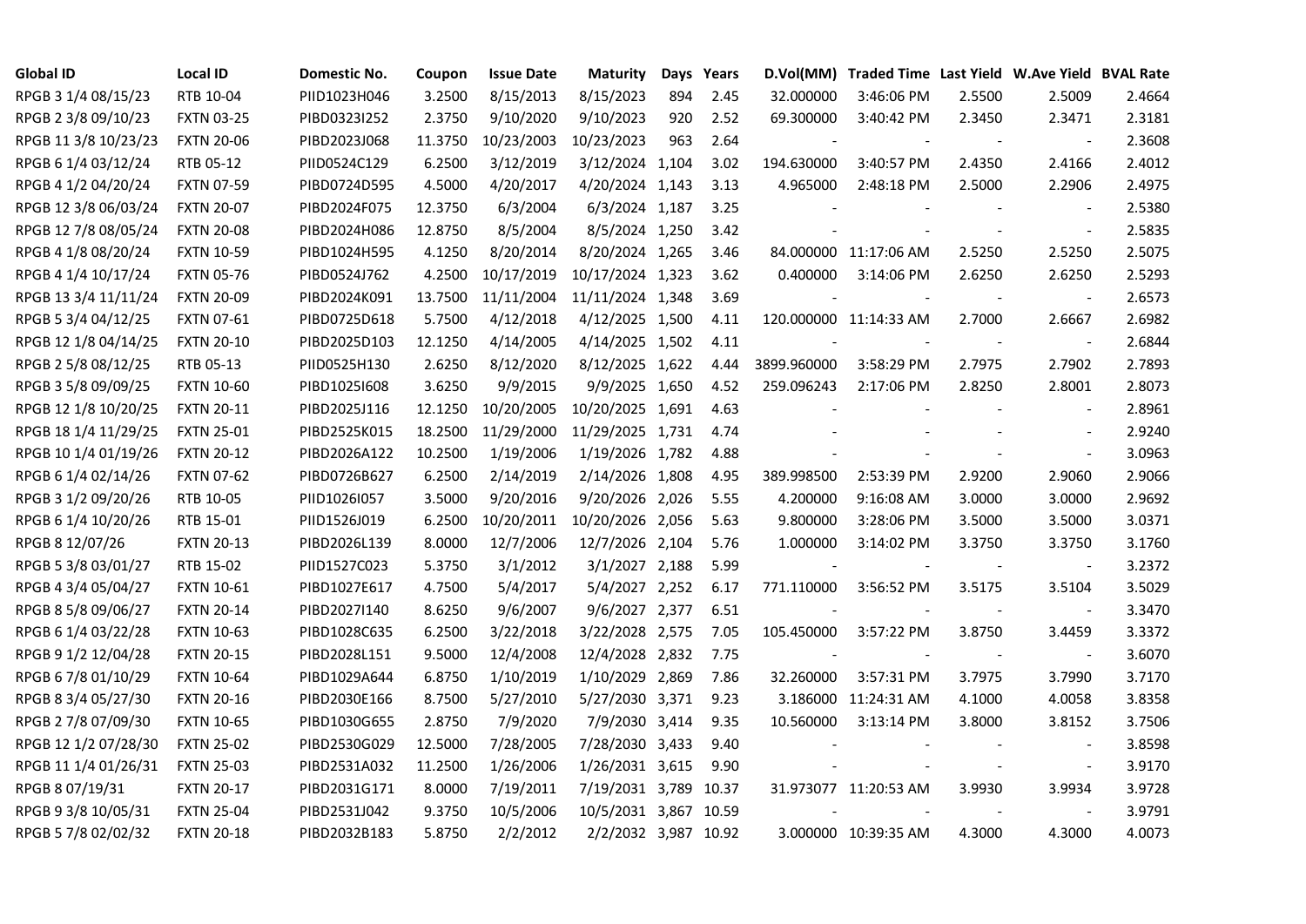| Global ID | Local ID | Domestic No. | Coupon | Issue Date | Maturity | Days | Years | D.Vol(MM) | Traded Time | Last Yield | W.Ave Yield | BVAL Rate |
|---|---|---|---|---|---|---|---|---|---|---|---|---|
| RPGB 3 1/4 08/15/23 | RTB 10-04 | PIID1023H046 | 3.2500 | 8/15/2013 | 8/15/2023 | 894 | 2.45 | 32.000000 | 3:46:06 PM | 2.5500 | 2.5009 | 2.4664 |
| RPGB 2 3/8 09/10/23 | FXTN 03-25 | PIBD0323I252 | 2.3750 | 9/10/2020 | 9/10/2023 | 920 | 2.52 | 69.300000 | 3:40:42 PM | 2.3450 | 2.3471 | 2.3181 |
| RPGB 11 3/8 10/23/23 | FXTN 20-06 | PIBD2023J068 | 11.3750 | 10/23/2003 | 10/23/2023 | 963 | 2.64 | - | - | - | - | 2.3608 |
| RPGB 6 1/4 03/12/24 | RTB 05-12 | PIID0524C129 | 6.2500 | 3/12/2019 | 3/12/2024 | 1,104 | 3.02 | 194.630000 | 3:40:57 PM | 2.4350 | 2.4166 | 2.4012 |
| RPGB 4 1/2 04/20/24 | FXTN 07-59 | PIBD0724D595 | 4.5000 | 4/20/2017 | 4/20/2024 | 1,143 | 3.13 | 4.965000 | 2:48:18 PM | 2.5000 | 2.2906 | 2.4975 |
| RPGB 12 3/8 06/03/24 | FXTN 20-07 | PIBD2024F075 | 12.3750 | 6/3/2004 | 6/3/2024 | 1,187 | 3.25 | - | - | - | - | 2.5380 |
| RPGB 12 7/8 08/05/24 | FXTN 20-08 | PIBD2024H086 | 12.8750 | 8/5/2004 | 8/5/2024 | 1,250 | 3.42 | - | - | - | - | 2.5835 |
| RPGB 4 1/8 08/20/24 | FXTN 10-59 | PIBD1024H595 | 4.1250 | 8/20/2014 | 8/20/2024 | 1,265 | 3.46 | 84.000000 | 11:17:06 AM | 2.5250 | 2.5250 | 2.5075 |
| RPGB 4 1/4 10/17/24 | FXTN 05-76 | PIBD0524J762 | 4.2500 | 10/17/2019 | 10/17/2024 | 1,323 | 3.62 | 0.400000 | 3:14:06 PM | 2.6250 | 2.6250 | 2.5293 |
| RPGB 13 3/4 11/11/24 | FXTN 20-09 | PIBD2024K091 | 13.7500 | 11/11/2004 | 11/11/2024 | 1,348 | 3.69 | - | - | - | - | 2.6573 |
| RPGB 5 3/4 04/12/25 | FXTN 07-61 | PIBD0725D618 | 5.7500 | 4/12/2018 | 4/12/2025 | 1,500 | 4.11 | 120.000000 | 11:14:33 AM | 2.7000 | 2.6667 | 2.6982 |
| RPGB 12 1/8 04/14/25 | FXTN 20-10 | PIBD2025D103 | 12.1250 | 4/14/2005 | 4/14/2025 | 1,502 | 4.11 | - | - | - | - | 2.6844 |
| RPGB 2 5/8 08/12/25 | RTB 05-13 | PIID0525H130 | 2.6250 | 8/12/2020 | 8/12/2025 | 1,622 | 4.44 | 3899.960000 | 3:58:29 PM | 2.7975 | 2.7902 | 2.7893 |
| RPGB 3 5/8 09/09/25 | FXTN 10-60 | PIBD1025I608 | 3.6250 | 9/9/2015 | 9/9/2025 | 1,650 | 4.52 | 259.096243 | 2:17:06 PM | 2.8250 | 2.8001 | 2.8073 |
| RPGB 12 1/8 10/20/25 | FXTN 20-11 | PIBD2025J116 | 12.1250 | 10/20/2005 | 10/20/2025 | 1,691 | 4.63 | - | - | - | - | 2.8961 |
| RPGB 18 1/4 11/29/25 | FXTN 25-01 | PIBD2525K015 | 18.2500 | 11/29/2000 | 11/29/2025 | 1,731 | 4.74 | - | - | - | - | 2.9240 |
| RPGB 10 1/4 01/19/26 | FXTN 20-12 | PIBD2026A122 | 10.2500 | 1/19/2006 | 1/19/2026 | 1,782 | 4.88 | - | - | - | - | 3.0963 |
| RPGB 6 1/4 02/14/26 | FXTN 07-62 | PIBD0726B627 | 6.2500 | 2/14/2019 | 2/14/2026 | 1,808 | 4.95 | 389.998500 | 2:53:39 PM | 2.9200 | 2.9060 | 2.9066 |
| RPGB 3 1/2 09/20/26 | RTB 10-05 | PIID1026I057 | 3.5000 | 9/20/2016 | 9/20/2026 | 2,026 | 5.55 | 4.200000 | 9:16:08 AM | 3.0000 | 3.0000 | 2.9692 |
| RPGB 6 1/4 10/20/26 | RTB 15-01 | PIID1526J019 | 6.2500 | 10/20/2011 | 10/20/2026 | 2,056 | 5.63 | 9.800000 | 3:28:06 PM | 3.5000 | 3.5000 | 3.0371 |
| RPGB 8 12/07/26 | FXTN 20-13 | PIBD2026L139 | 8.0000 | 12/7/2006 | 12/7/2026 | 2,104 | 5.76 | 1.000000 | 3:14:02 PM | 3.3750 | 3.3750 | 3.1760 |
| RPGB 5 3/8 03/01/27 | RTB 15-02 | PIID1527C023 | 5.3750 | 3/1/2012 | 3/1/2027 | 2,188 | 5.99 | - | - | - | - | 3.2372 |
| RPGB 4 3/4 05/04/27 | FXTN 10-61 | PIBD1027E617 | 4.7500 | 5/4/2017 | 5/4/2027 | 2,252 | 6.17 | 771.110000 | 3:56:52 PM | 3.5175 | 3.5104 | 3.5029 |
| RPGB 8 5/8 09/06/27 | FXTN 20-14 | PIBD2027I140 | 8.6250 | 9/6/2007 | 9/6/2027 | 2,377 | 6.51 | - | - | - | - | 3.3470 |
| RPGB 6 1/4 03/22/28 | FXTN 10-63 | PIBD1028C635 | 6.2500 | 3/22/2018 | 3/22/2028 | 2,575 | 7.05 | 105.450000 | 3:57:22 PM | 3.8750 | 3.4459 | 3.3372 |
| RPGB 9 1/2 12/04/28 | FXTN 20-15 | PIBD2028L151 | 9.5000 | 12/4/2008 | 12/4/2028 | 2,832 | 7.75 | - | - | - | - | 3.6070 |
| RPGB 6 7/8 01/10/29 | FXTN 10-64 | PIBD1029A644 | 6.8750 | 1/10/2019 | 1/10/2029 | 2,869 | 7.86 | 32.260000 | 3:57:31 PM | 3.7975 | 3.7990 | 3.7170 |
| RPGB 8 3/4 05/27/30 | FXTN 20-16 | PIBD2030E166 | 8.7500 | 5/27/2010 | 5/27/2030 | 3,371 | 9.23 | 3.186000 | 11:24:31 AM | 4.1000 | 4.0058 | 3.8358 |
| RPGB 2 7/8 07/09/30 | FXTN 10-65 | PIBD1030G655 | 2.8750 | 7/9/2020 | 7/9/2030 | 3,414 | 9.35 | 10.560000 | 3:13:14 PM | 3.8000 | 3.8152 | 3.7506 |
| RPGB 12 1/2 07/28/30 | FXTN 25-02 | PIBD2530G029 | 12.5000 | 7/28/2005 | 7/28/2030 | 3,433 | 9.40 | - | - | - | - | 3.8598 |
| RPGB 11 1/4 01/26/31 | FXTN 25-03 | PIBD2531A032 | 11.2500 | 1/26/2006 | 1/26/2031 | 3,615 | 9.90 | - | - | - | - | 3.9170 |
| RPGB 8 07/19/31 | FXTN 20-17 | PIBD2031G171 | 8.0000 | 7/19/2011 | 7/19/2031 | 3,789 | 10.37 | 31.973077 | 11:20:53 AM | 3.9930 | 3.9934 | 3.9728 |
| RPGB 9 3/8 10/05/31 | FXTN 25-04 | PIBD2531J042 | 9.3750 | 10/5/2006 | 10/5/2031 | 3,867 | 10.59 | - | - | - | - | 3.9791 |
| RPGB 5 7/8 02/02/32 | FXTN 20-18 | PIBD2032B183 | 5.8750 | 2/2/2012 | 2/2/2032 | 3,987 | 10.92 | 3.000000 | 10:39:35 AM | 4.3000 | 4.3000 | 4.0073 |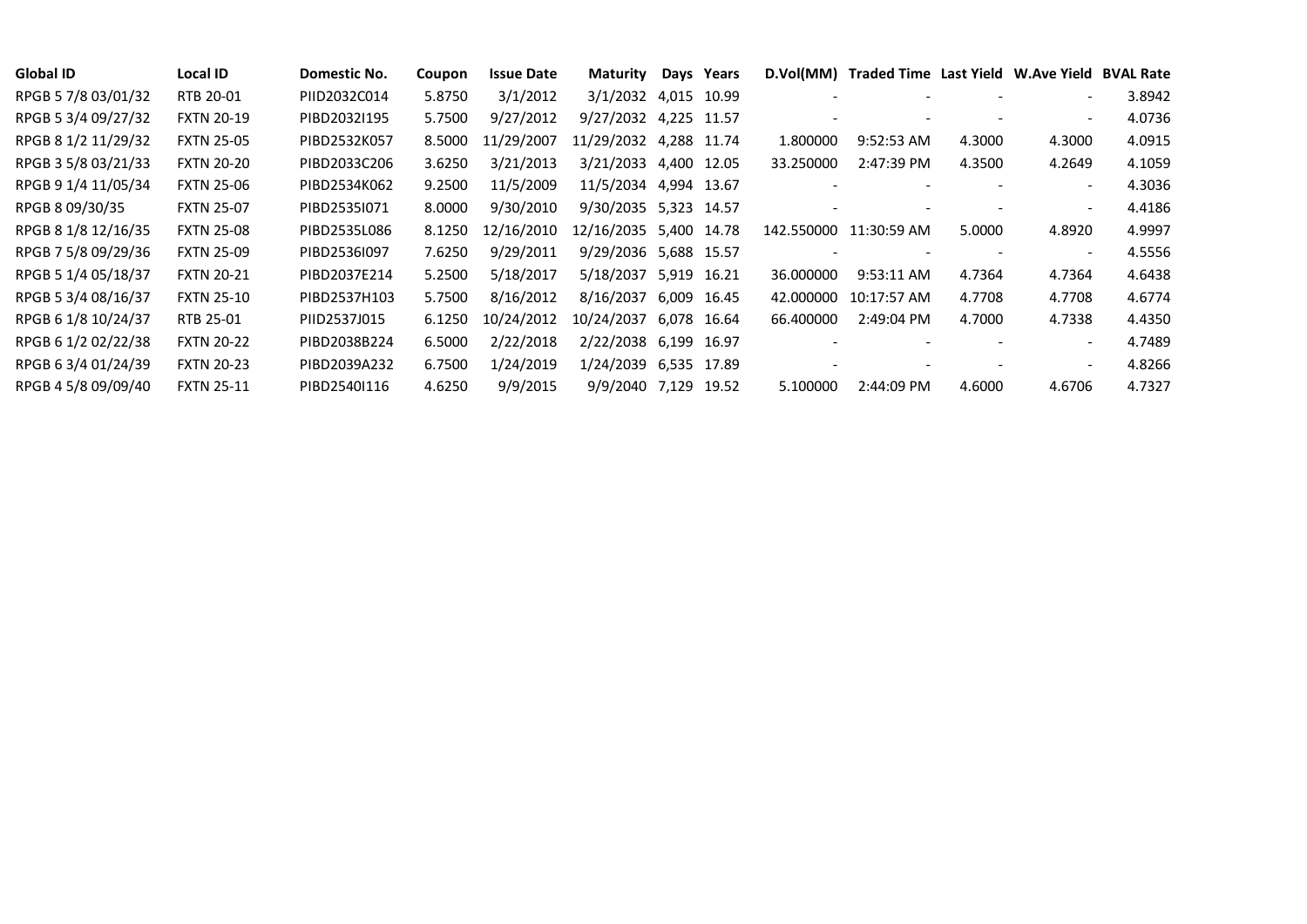| Global ID | Local ID | Domestic No. | Coupon | Issue Date | Maturity | Days | Years | D.Vol(MM) | Traded Time | Last Yield | W.Ave Yield | BVAL Rate |
|---|---|---|---|---|---|---|---|---|---|---|---|---|
| RPGB 5 7/8 03/01/32 | RTB 20-01 | PIID2032C014 | 5.8750 | 3/1/2012 | 3/1/2032 | 4,015 | 10.99 | - | - | - | - | 3.8942 |
| RPGB 5 3/4 09/27/32 | FXTN 20-19 | PIBD2032I195 | 5.7500 | 9/27/2012 | 9/27/2032 | 4,225 | 11.57 | - | - | - | - | 4.0736 |
| RPGB 8 1/2 11/29/32 | FXTN 25-05 | PIBD2532K057 | 8.5000 | 11/29/2007 | 11/29/2032 | 4,288 | 11.74 | 1.800000 | 9:52:53 AM | 4.3000 | 4.3000 | 4.0915 |
| RPGB 3 5/8 03/21/33 | FXTN 20-20 | PIBD2033C206 | 3.6250 | 3/21/2013 | 3/21/2033 | 4,400 | 12.05 | 33.250000 | 2:47:39 PM | 4.3500 | 4.2649 | 4.1059 |
| RPGB 9 1/4 11/05/34 | FXTN 25-06 | PIBD2534K062 | 9.2500 | 11/5/2009 | 11/5/2034 | 4,994 | 13.67 | - | - | - | - | 4.3036 |
| RPGB 8 09/30/35 | FXTN 25-07 | PIBD2535I071 | 8.0000 | 9/30/2010 | 9/30/2035 | 5,323 | 14.57 | - | - | - | - | 4.4186 |
| RPGB 8 1/8 12/16/35 | FXTN 25-08 | PIBD2535L086 | 8.1250 | 12/16/2010 | 12/16/2035 | 5,400 | 14.78 | 142.550000 | 11:30:59 AM | 5.0000 | 4.8920 | 4.9997 |
| RPGB 7 5/8 09/29/36 | FXTN 25-09 | PIBD2536I097 | 7.6250 | 9/29/2011 | 9/29/2036 | 5,688 | 15.57 | - | - | - | - | 4.5556 |
| RPGB 5 1/4 05/18/37 | FXTN 20-21 | PIBD2037E214 | 5.2500 | 5/18/2017 | 5/18/2037 | 5,919 | 16.21 | 36.000000 | 9:53:11 AM | 4.7364 | 4.7364 | 4.6438 |
| RPGB 5 3/4 08/16/37 | FXTN 25-10 | PIBD2537H103 | 5.7500 | 8/16/2012 | 8/16/2037 | 6,009 | 16.45 | 42.000000 | 10:17:57 AM | 4.7708 | 4.7708 | 4.6774 |
| RPGB 6 1/8 10/24/37 | RTB 25-01 | PIID2537J015 | 6.1250 | 10/24/2012 | 10/24/2037 | 6,078 | 16.64 | 66.400000 | 2:49:04 PM | 4.7000 | 4.7338 | 4.4350 |
| RPGB 6 1/2 02/22/38 | FXTN 20-22 | PIBD2038B224 | 6.5000 | 2/22/2018 | 2/22/2038 | 6,199 | 16.97 | - | - | - | - | 4.7489 |
| RPGB 6 3/4 01/24/39 | FXTN 20-23 | PIBD2039A232 | 6.7500 | 1/24/2019 | 1/24/2039 | 6,535 | 17.89 | - | - | - | - | 4.8266 |
| RPGB 4 5/8 09/09/40 | FXTN 25-11 | PIBD2540I116 | 4.6250 | 9/9/2015 | 9/9/2040 | 7,129 | 19.52 | 5.100000 | 2:44:09 PM | 4.6000 | 4.6706 | 4.7327 |